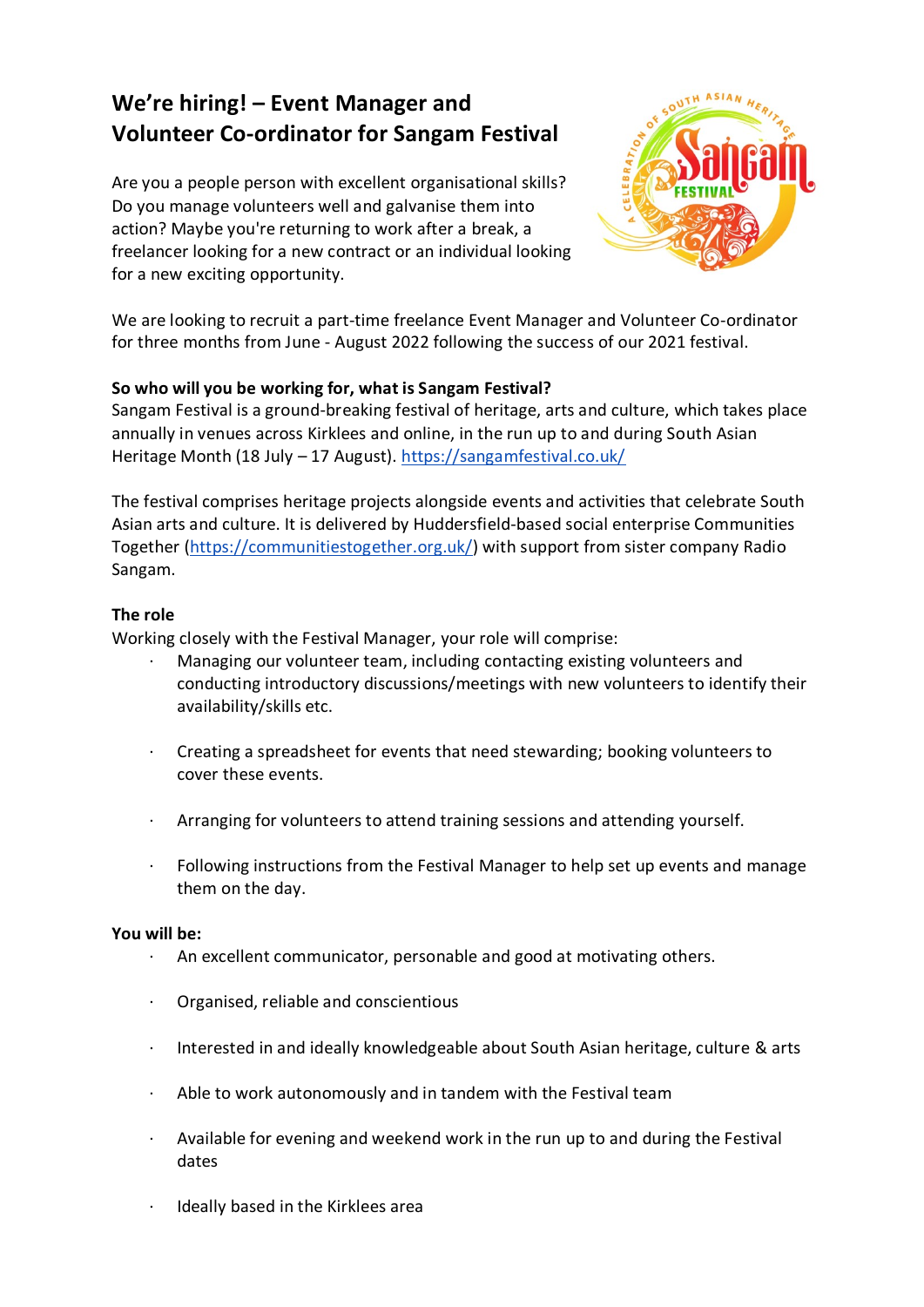# We're hiring! – Event Manager and Volunteer Co-ordinator for Sangam Festival

Are you a people person with excellent organisational skills? Do you manage volunteers well and galvanise them into action? Maybe you're returning to work after a break, a freelancer looking for a new contract or an individual looking for a new exciting opportunity.

We are looking to recruit a part-time freelance Event Manager and Volunteer Co-ordinator for three months from June - August 2022 following the success of our 2021 festival.

**So who will you be working for, what is Sangam Festival?**

Sangam Festival is a ground-breaking festival of heritage, arts and culture, which takes place annually in venues across Kirklees and online, in the run up to and during South Asian Heritage Month (18 July – 17 August). https://sangamfestival.co.uk/

The festival comprises heritage projects alongside events and activities that celebrate South Asian arts and culture. It is delivered by Huddersfield-based social enterprise Communities Together (https://communitiestogether.org.uk/) with support from sister company Radio Sangam.

**The role**

Working closely with the Festival Manager, your role will comprise:

- Managing our volunteer team, including contacting existing volunteers and conducting introductory discussions/meetings with new volunteers to identify their availability/skills etc.
- Creating a spreadsheet for events that need stewarding; booking volunteers to cover these events.
- Arranging for volunteers to attend training sessions and attending yourself.
- Following instructions from the Festival Manager to help set up events and manage them on the day.

**You will be:**

- An excellent communicator, personable and good at motivating others.
- Organised, reliable and conscientious
- Interested in and ideally knowledgeable about South Asian heritage, culture & arts
- Able to work autonomously and in tandem with the Festival team
- Available for evening and weekend work in the run up to and during the Festival dates
- Ideally based in the Kirklees area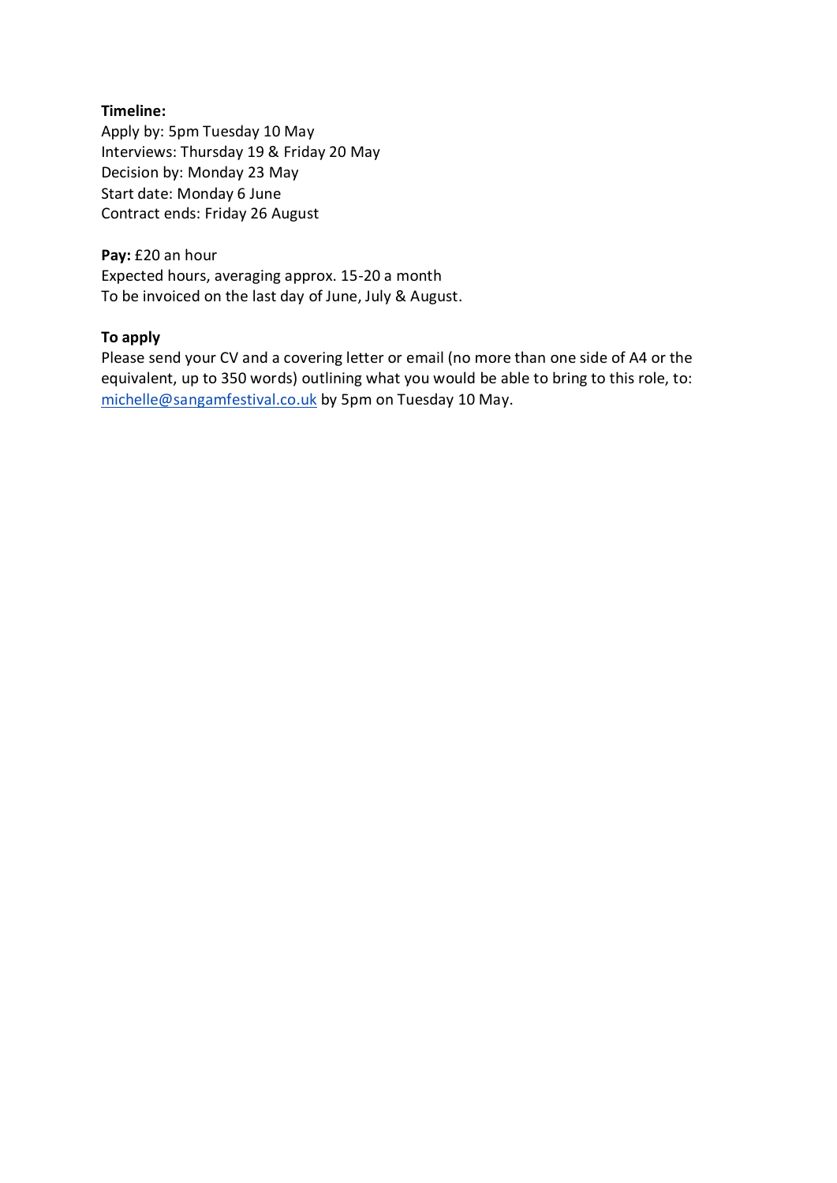**Timeline:**
Apply by: 5pm Tuesday 10 May
Interviews: Thursday 19 & Friday 20 May
Decision by: Monday 23 May
Start date: Monday 6 June
Contract ends: Friday 26 August

**Pay:** £20 an hour
Expected hours, averaging approx. 15-20 a month
To be invoiced on the last day of June, July & August.

**To apply**
Please send your CV and a covering letter or email (no more than one side of A4 or the equivalent, up to 350 words) outlining what you would be able to bring to this role, to: [michelle@sangamfestival.co.uk](mailto:michelle@sangamfestival.co.uk) by 5pm on Tuesday 10 May.